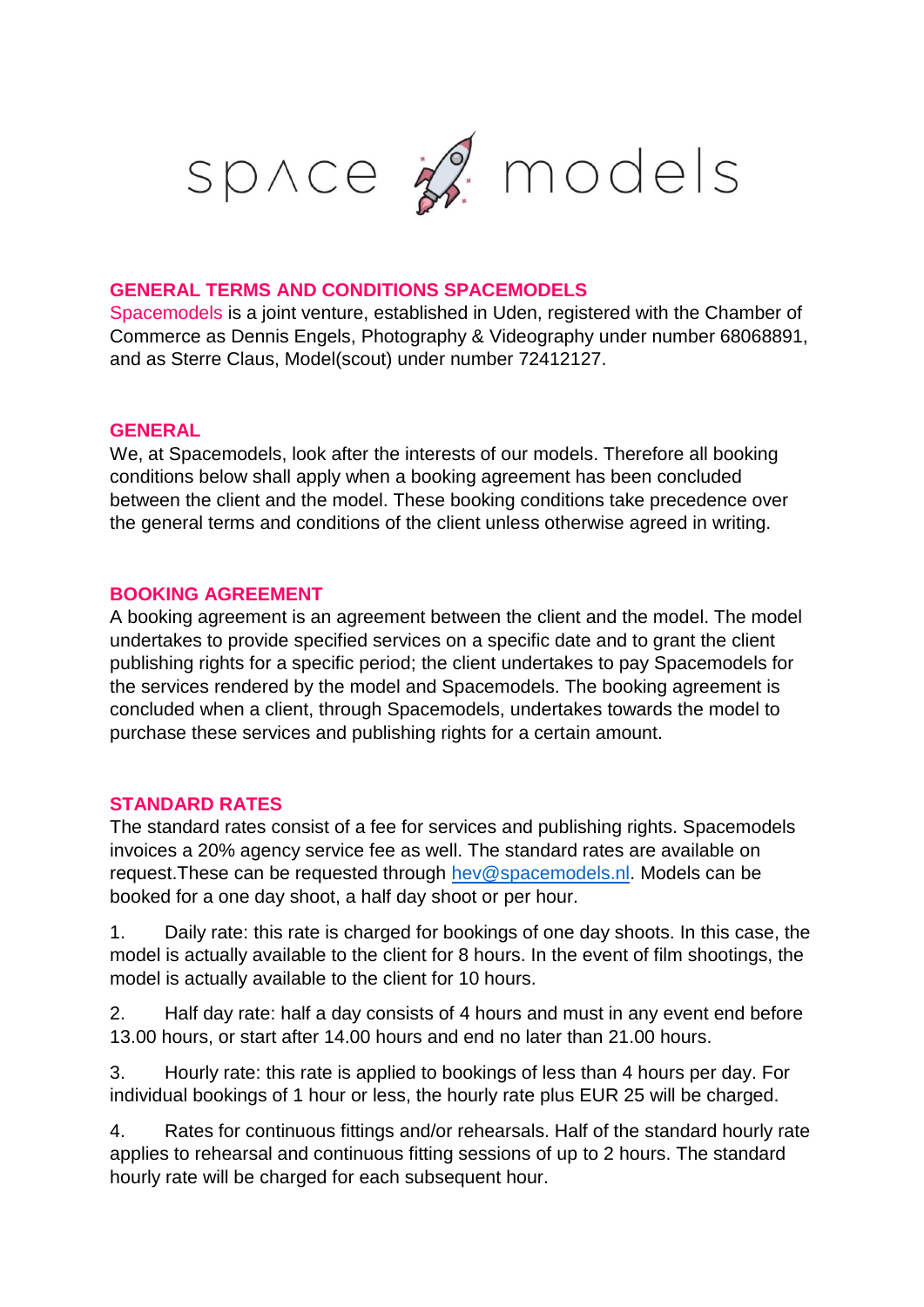# GENERAL TERMS AND CONDITIONS SPACEMODELS

Spacemodels is a joint venture, established in Uden, registered with the Chamber of Commerce as Dennis Engels, Photography & Videography under number 68068891, and as Sterre Claus, Model(scout) under number 72412127.

## GENERAL

We, at Spacemodels, look after the interests of our models. Therefore all booking conditions below shall apply when a booking agreement has been concluded between the client and the model. These booking conditions take precedence over the general terms and conditions of the client unless otherwise agreed in writing.

## BOOKING AGREEMENT

A booking agreement is an agreement between the client and the model. The model undertakes to provide specified services on a specific date and to grant the client publishing rights for a specific period; the client undertakes to pay Spacemodels for the services rendered by the model and Spacemodels. The booking agreement is concluded when a client, through Spacemodels, undertakes towards the model to purchase these services and publishing rights for a certain amount.

## STANDARD RATES

The standard rates consist of a fee for services and publishing rights. Spacemodels invoices a 20% agency service fee as well. The standard rates are available on request.These can be requested through [hev@spacemodels.nl](mailto:hev@spacemodels.nl). Models can be booked for a one day shoot, a half day shoot or per hour.

1. Daily rate: this rate is charged for bookings of one day shoots. In this case, the model is actually available to the client for 8 hours. In the event of film shootings, the model is actually available to the client for 10 hours.

2. Half day rate: half a day consists of 4 hours and must in any event end before 13.00 hours, or start after 14.00 hours and end no later than 21.00 hours.

3. Hourly rate: this rate is applied to bookings of less than 4 hours per day. For individual bookings of 1 hour or less, the hourly rate plus EUR 25 will be charged.

4. Rates for continuous fittings and/or rehearsals. Half of the standard hourly rate applies to rehearsal and continuous fitting sessions of up to 2 hours. The standard hourly rate will be charged for each subsequent hour.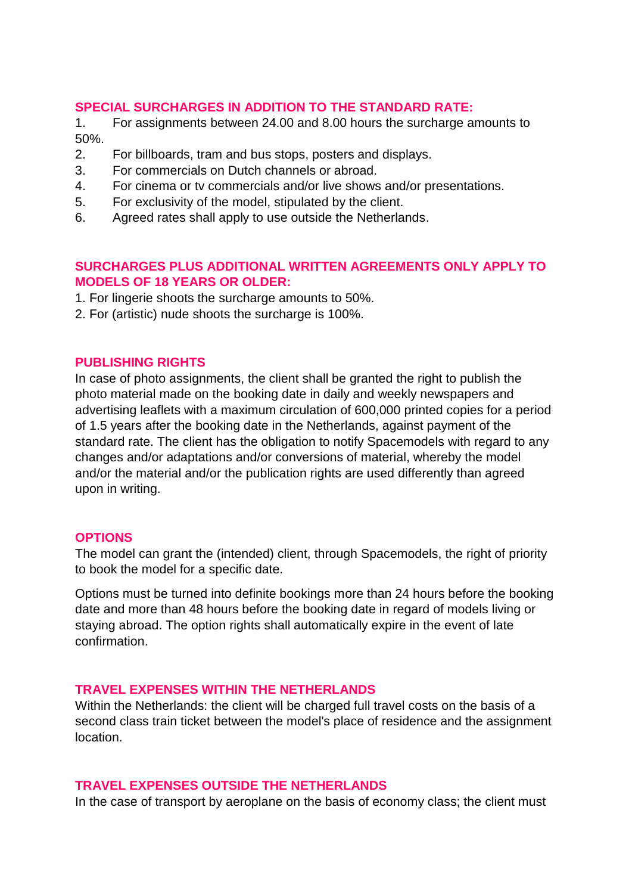## SPECIAL SURCHARGES IN ADDITION TO THE STANDARD RATE:

1. For assignments between 24.00 and 8.00 hours the surcharge amounts to 50%.
2. For billboards, tram and bus stops, posters and displays.
3. For commercials on Dutch channels or abroad.
4. For cinema or tv commercials and/or live shows and/or presentations.
5. For exclusivity of the model, stipulated by the client.
6. Agreed rates shall apply to use outside the Netherlands.

## SURCHARGES PLUS ADDITIONAL WRITTEN AGREEMENTS ONLY APPLY TO MODELS OF 18 YEARS OR OLDER:

1. For lingerie shoots the surcharge amounts to 50%.
2. For (artistic) nude shoots the surcharge is 100%.

## PUBLISHING RIGHTS

In case of photo assignments, the client shall be granted the right to publish the photo material made on the booking date in daily and weekly newspapers and advertising leaflets with a maximum circulation of 600,000 printed copies for a period of 1.5 years after the booking date in the Netherlands, against payment of the standard rate. The client has the obligation to notify Spacemodels with regard to any changes and/or adaptations and/or conversions of material, whereby the model and/or the material and/or the publication rights are used differently than agreed upon in writing.

## OPTIONS

The model can grant the (intended) client, through Spacemodels, the right of priority to book the model for a specific date.

Options must be turned into definite bookings more than 24 hours before the booking date and more than 48 hours before the booking date in regard of models living or staying abroad. The option rights shall automatically expire in the event of late confirmation.

## TRAVEL EXPENSES WITHIN THE NETHERLANDS

Within the Netherlands: the client will be charged full travel costs on the basis of a second class train ticket between the model's place of residence and the assignment location.

## TRAVEL EXPENSES OUTSIDE THE NETHERLANDS

In the case of transport by aeroplane on the basis of economy class; the client must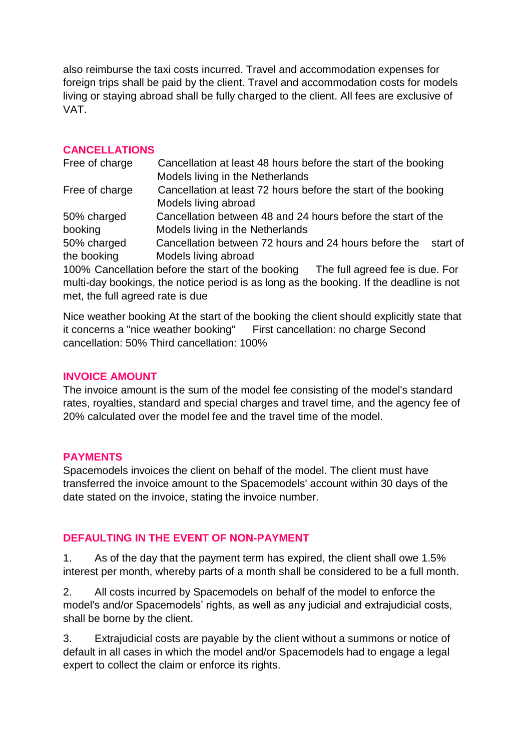also reimburse the taxi costs incurred. Travel and accommodation expenses for foreign trips shall be paid by the client. Travel and accommodation costs for models living or staying abroad shall be fully charged to the client. All fees are exclusive of VAT.

## CANCELLATIONS

| | |
|---|---|
| Free of charge | Cancellation at least 48 hours before the start of the booking Models living in the Netherlands |
| Free of charge | Cancellation at least 72 hours before the start of the booking Models living abroad |
| 50% charged booking | Cancellation between 48 and 24 hours before the start of the Models living in the Netherlands |
| 50% charged the booking | Cancellation between 72 hours and 24 hours before the start of Models living abroad |

100% Cancellation before the start of the booking The full agreed fee is due. For multi-day bookings, the notice period is as long as the booking. If the deadline is not met, the full agreed rate is due

Nice weather booking At the start of the booking the client should explicitly state that it concerns a "nice weather booking" First cancellation: no charge Second cancellation: 50% Third cancellation: 100%

## INVOICE AMOUNT

The invoice amount is the sum of the model fee consisting of the model's standard rates, royalties, standard and special charges and travel time, and the agency fee of 20% calculated over the model fee and the travel time of the model.

## PAYMENTS

Spacemodels invoices the client on behalf of the model. The client must have transferred the invoice amount to the Spacemodels' account within 30 days of the date stated on the invoice, stating the invoice number.

## DEFAULTING IN THE EVENT OF NON-PAYMENT

1. As of the day that the payment term has expired, the client shall owe 1.5% interest per month, whereby parts of a month shall be considered to be a full month.

2. All costs incurred by Spacemodels on behalf of the model to enforce the model's and/or Spacemodels' rights, as well as any judicial and extrajudicial costs, shall be borne by the client.

3. Extrajudicial costs are payable by the client without a summons or notice of default in all cases in which the model and/or Spacemodels had to engage a legal expert to collect the claim or enforce its rights.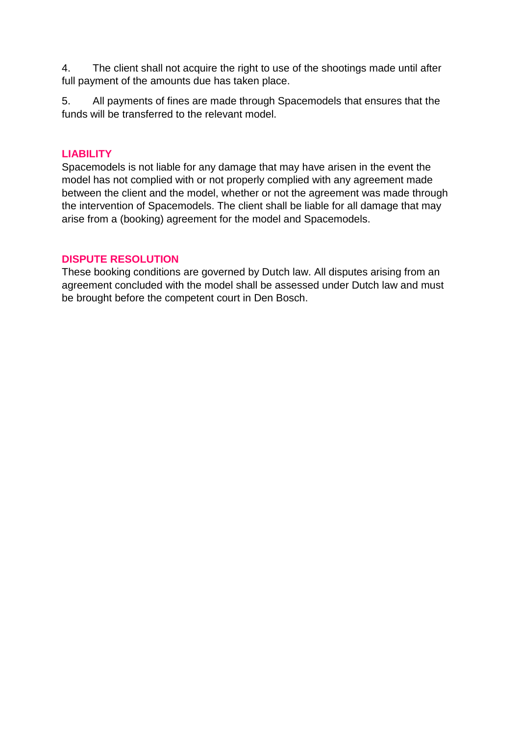4. The client shall not acquire the right to use of the shootings made until after full payment of the amounts due has taken place.

5. All payments of fines are made through Spacemodels that ensures that the funds will be transferred to the relevant model.

## LIABILITY

Spacemodels is not liable for any damage that may have arisen in the event the model has not complied with or not properly complied with any agreement made between the client and the model, whether or not the agreement was made through the intervention of Spacemodels. The client shall be liable for all damage that may arise from a (booking) agreement for the model and Spacemodels.

## DISPUTE RESOLUTION

These booking conditions are governed by Dutch law. All disputes arising from an agreement concluded with the model shall be assessed under Dutch law and must be brought before the competent court in Den Bosch.